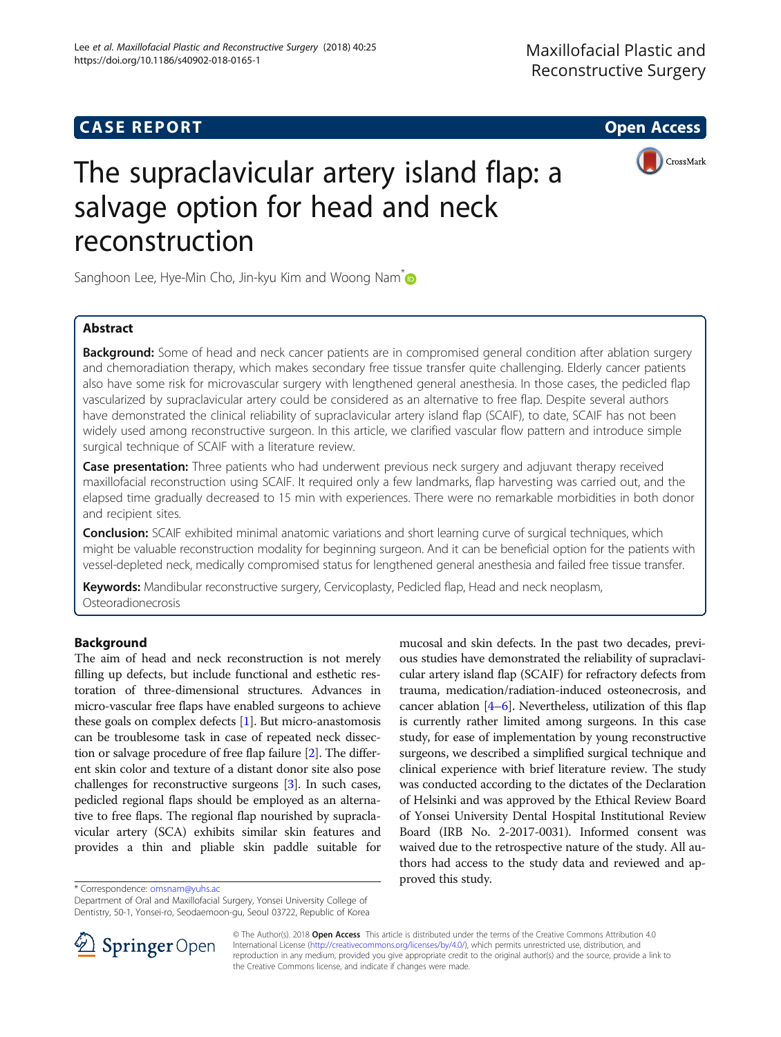CASE REPORT

Open Access

# The supraclavicular artery island flap: a salvage option for head and neck reconstruction

Sanghoon Lee, Hye-Min Cho, Jin-kyu Kim and Woong Nam*

## Abstract

**Background:** Some of head and neck cancer patients are in compromised general condition after ablation surgery and chemoradiation therapy, which makes secondary free tissue transfer quite challenging. Elderly cancer patients also have some risk for microvascular surgery with lengthened general anesthesia. In those cases, the pedicled flap vascularized by supraclavicular artery could be considered as an alternative to free flap. Despite several authors have demonstrated the clinical reliability of supraclavicular artery island flap (SCAIF), to date, SCAIF has not been widely used among reconstructive surgeon. In this article, we clarified vascular flow pattern and introduce simple surgical technique of SCAIF with a literature review.

**Case presentation:** Three patients who had underwent previous neck surgery and adjuvant therapy received maxillofacial reconstruction using SCAIF. It required only a few landmarks, flap harvesting was carried out, and the elapsed time gradually decreased to 15 min with experiences. There were no remarkable morbidities in both donor and recipient sites.

**Conclusion:** SCAIF exhibited minimal anatomic variations and short learning curve of surgical techniques, which might be valuable reconstruction modality for beginning surgeon. And it can be beneficial option for the patients with vessel-depleted neck, medically compromised status for lengthened general anesthesia and failed free tissue transfer.

**Keywords:** Mandibular reconstructive surgery, Cervicoplasty, Pedicled flap, Head and neck neoplasm, Osteoradionecrosis

## Background

The aim of head and neck reconstruction is not merely filling up defects, but include functional and esthetic restoration of three-dimensional structures. Advances in micro-vascular free flaps have enabled surgeons to achieve these goals on complex defects [1]. But micro-anastomosis can be troublesome task in case of repeated neck dissection or salvage procedure of free flap failure [2]. The different skin color and texture of a distant donor site also pose challenges for reconstructive surgeons [3]. In such cases, pedicled regional flaps should be employed as an alternative to free flaps. The regional flap nourished by supraclavicular artery (SCA) exhibits similar skin features and provides a thin and pliable skin paddle suitable for mucosal and skin defects. In the past two decades, previous studies have demonstrated the reliability of supraclavicular artery island flap (SCAIF) for refractory defects from trauma, medication/radiation-induced osteonecrosis, and cancer ablation [4–6]. Nevertheless, utilization of this flap is currently rather limited among surgeons. In this case study, for ease of implementation by young reconstructive surgeons, we described a simplified surgical technique and clinical experience with brief literature review. The study was conducted according to the dictates of the Declaration of Helsinki and was approved by the Ethical Review Board of Yonsei University Dental Hospital Institutional Review Board (IRB No. 2-2017-0031). Informed consent was waived due to the retrospective nature of the study. All authors had access to the study data and reviewed and approved this study.

\* Correspondence: omsnam@yuhs.ac
Department of Oral and Maxillofacial Surgery, Yonsei University College of Dentistry, 50-1, Yonsei-ro, Seodaemoon-gu, Seoul 03722, Republic of Korea

© The Author(s). 2018 **Open Access** This article is distributed under the terms of the Creative Commons Attribution 4.0 International License (http://creativecommons.org/licenses/by/4.0/), which permits unrestricted use, distribution, and reproduction in any medium, provided you give appropriate credit to the original author(s) and the source, provide a link to the Creative Commons license, and indicate if changes were made.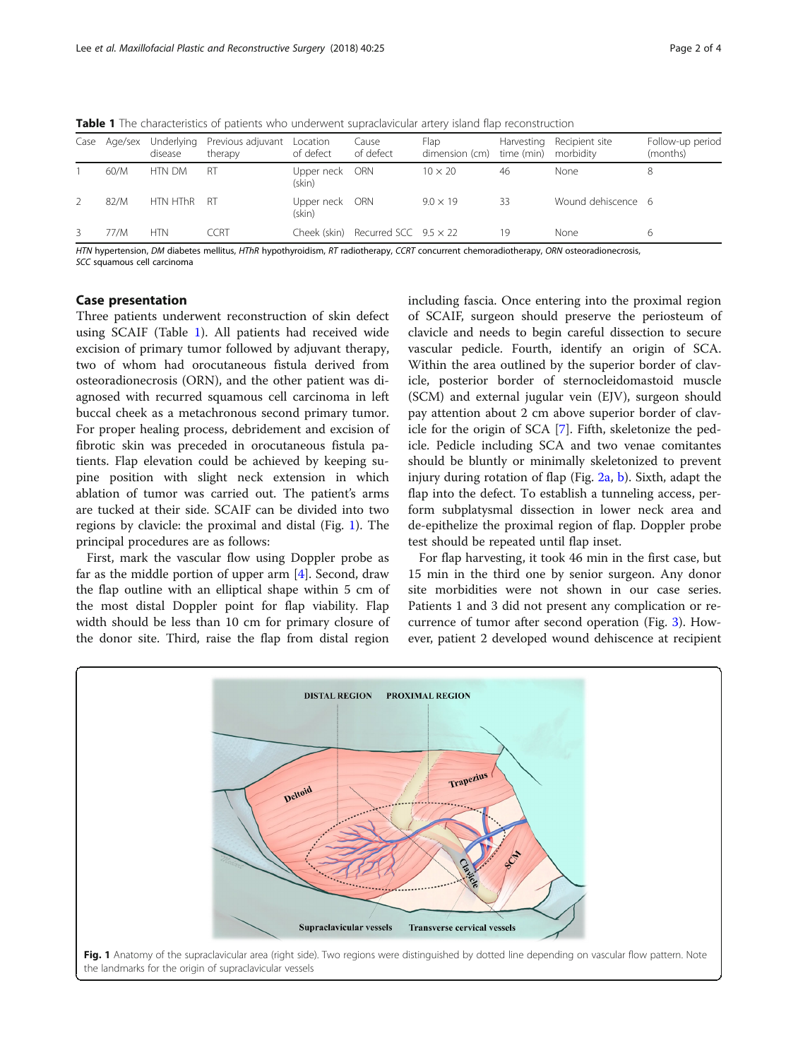**Table 1** The characteristics of patients who underwent supraclavicular artery island flap reconstruction

| Case | Age/sex | Underlying disease | Previous adjuvant therapy | Location of defect | Cause of defect | Flap dimension (cm) | Harvesting time (min) | Recipient site morbidity | Follow-up period (months) |
|---|---|---|---|---|---|---|---|---|---|
| 1 | 60/M | HTN DM | RT | Upper neck (skin) | ORN | 10 × 20 | 46 | None | 8 |
| 2 | 82/M | HTN HThR | RT | Upper neck (skin) | ORN | 9.0 × 19 | 33 | Wound dehiscence | 6 |
| 3 | 77/M | HTN | CCRT | Cheek (skin) | Recurred SCC | 9.5 × 22 | 19 | None | 6 |

*HTN* hypertension, *DM* diabetes mellitus, *HThR* hypothyroidism, *RT* radiotherapy, *CCRT* concurrent chemoradiotherapy, *ORN* osteoradionecrosis, *SCC* squamous cell carcinoma

## Case presentation

Three patients underwent reconstruction of skin defect using SCAIF (Table 1). All patients had received wide excision of primary tumor followed by adjuvant therapy, two of whom had orocutaneous fistula derived from osteoradionecrosis (ORN), and the other patient was diagnosed with recurred squamous cell carcinoma in left buccal cheek as a metachronous second primary tumor. For proper healing process, debridement and excision of fibrotic skin was preceded in orocutaneous fistula patients. Flap elevation could be achieved by keeping supine position with slight neck extension in which ablation of tumor was carried out. The patient's arms are tucked at their side. SCAIF can be divided into two regions by clavicle: the proximal and distal (Fig. 1). The principal procedures are as follows:

First, mark the vascular flow using Doppler probe as far as the middle portion of upper arm [4]. Second, draw the flap outline with an elliptical shape within 5 cm of the most distal Doppler point for flap viability. Flap width should be less than 10 cm for primary closure of the donor site. Third, raise the flap from distal region including fascia. Once entering into the proximal region of SCAIF, surgeon should preserve the periosteum of clavicle and needs to begin careful dissection to secure vascular pedicle. Fourth, identify an origin of SCA. Within the area outlined by the superior border of clavicle, posterior border of sternocleidomastoid muscle (SCM) and external jugular vein (EJV), surgeon should pay attention about 2 cm above superior border of clavicle for the origin of SCA [7]. Fifth, skeletonize the pedicle. Pedicle including SCA and two venae comitantes should be bluntly or minimally skeletonized to prevent injury during rotation of flap (Fig. 2a, b). Sixth, adapt the flap into the defect. To establish a tunneling access, perform subplatysmal dissection in lower neck area and de-epithelize the proximal region of flap. Doppler probe test should be repeated until flap inset.

For flap harvesting, it took 46 min in the first case, but 15 min in the third one by senior surgeon. Any donor site morbidities were not shown in our case series. Patients 1 and 3 did not present any complication or recurrence of tumor after second operation (Fig. 3). However, patient 2 developed wound dehiscence at recipient

**Fig. 1** Anatomy of the supraclavicular area (right side). Two regions were distinguished by dotted line depending on vascular flow pattern. Note the landmarks for the origin of supraclavicular vessels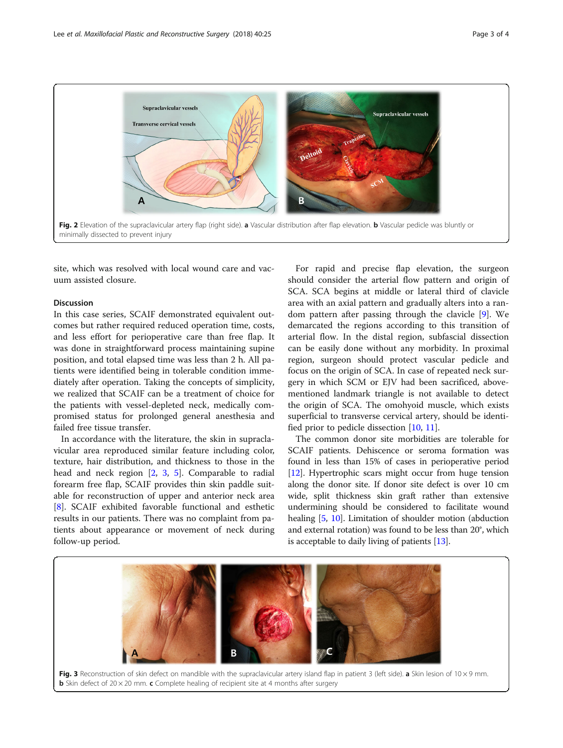Fig. 2 Elevation of the supraclavicular artery flap (right side). **a** Vascular distribution after flap elevation. **b** Vascular pedicle was bluntly or minimally dissected to prevent injury

site, which was resolved with local wound care and vacuum assisted closure.

## Discussion

In this case series, SCAIF demonstrated equivalent outcomes but rather required reduced operation time, costs, and less effort for perioperative care than free flap. It was done in straightforward process maintaining supine position, and total elapsed time was less than 2 h. All patients were identified being in tolerable condition immediately after operation. Taking the concepts of simplicity, we realized that SCAIF can be a treatment of choice for the patients with vessel-depleted neck, medically compromised status for prolonged general anesthesia and failed free tissue transfer.

In accordance with the literature, the skin in supraclavicular area reproduced similar feature including color, texture, hair distribution, and thickness to those in the head and neck region [2, 3, 5]. Comparable to radial forearm free flap, SCAIF provides thin skin paddle suitable for reconstruction of upper and anterior neck area [8]. SCAIF exhibited favorable functional and esthetic results in our patients. There was no complaint from patients about appearance or movement of neck during follow-up period.

For rapid and precise flap elevation, the surgeon should consider the arterial flow pattern and origin of SCA. SCA begins at middle or lateral third of clavicle area with an axial pattern and gradually alters into a random pattern after passing through the clavicle [9]. We demarcated the regions according to this transition of arterial flow. In the distal region, subfascial dissection can be easily done without any morbidity. In proximal region, surgeon should protect vascular pedicle and focus on the origin of SCA. In case of repeated neck surgery in which SCM or EJV had been sacrificed, above-mentioned landmark triangle is not available to detect the origin of SCA. The omohyoid muscle, which exists superficial to transverse cervical artery, should be identified prior to pedicle dissection [10, 11].

The common donor site morbidities are tolerable for SCAIF patients. Dehiscence or seroma formation was found in less than 15% of cases in perioperative period [12]. Hypertrophic scars might occur from huge tension along the donor site. If donor site defect is over 10 cm wide, split thickness skin graft rather than extensive undermining should be considered to facilitate wound healing [5, 10]. Limitation of shoulder motion (abduction and external rotation) was found to be less than 20°, which is acceptable to daily living of patients [13].

Fig. 3 Reconstruction of skin defect on mandible with the supraclavicular artery island flap in patient 3 (left side). **a** Skin lesion of 10 × 9 mm. **b** Skin defect of 20 × 20 mm. **c** Complete healing of recipient site at 4 months after surgery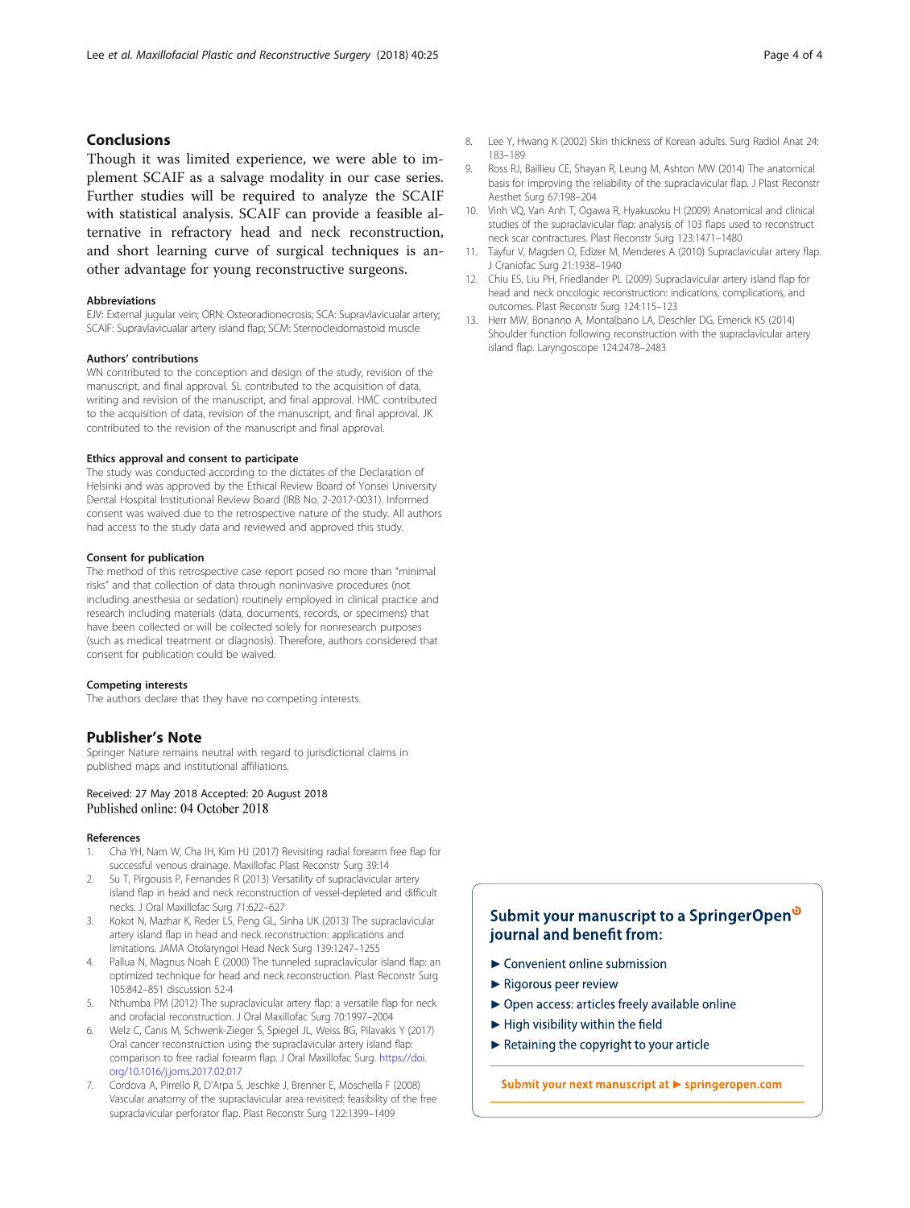## Conclusions

Though it was limited experience, we were able to implement SCAIF as a salvage modality in our case series. Further studies will be required to analyze the SCAIF with statistical analysis. SCAIF can provide a feasible alternative in refractory head and neck reconstruction, and short learning curve of surgical techniques is another advantage for young reconstructive surgeons.

#### Abbreviations

EJV: External jugular vein; ORN: Osteoradionecrosis; SCA: Supravlavicualar artery; SCAIF: Supravlavicular artery island flap; SCM: Sternocleidomastoid muscle

#### Authors' contributions

WN contributed to the conception and design of the study, revision of the manuscript, and final approval. SL contributed to the acquisition of data, writing and revision of the manuscript, and final approval. HMC contributed to the acquisition of data, revision of the manuscript, and final approval. JK contributed to the revision of the manuscript and final approval.

#### Ethics approval and consent to participate

The study was conducted according to the dictates of the Declaration of Helsinki and was approved by the Ethical Review Board of Yonsei University Dental Hospital Institutional Review Board (IRB No. 2-2017-0031). Informed consent was waived due to the retrospective nature of the study. All authors had access to the study data and reviewed and approved this study.

#### Consent for publication

The method of this retrospective case report posed no more than "minimal risks" and that collection of data through noninvasive procedures (not including anesthesia or sedation) routinely employed in clinical practice and research including materials (data, documents, records, or specimens) that have been collected or will be collected solely for nonresearch purposes (such as medical treatment or diagnosis). Therefore, authors considered that consent for publication could be waived.

#### Competing interests

The authors declare that they have no competing interests.

## Publisher's Note

Springer Nature remains neutral with regard to jurisdictional claims in published maps and institutional affiliations.

Received: 27 May 2018 Accepted: 20 August 2018
Published online: 04 October 2018

#### References

1. Cha YH, Nam W, Cha IH, Kim HJ (2017) Revisiting radial forearm free flap for successful venous drainage. Maxillofac Plast Reconstr Surg 39:14
2. Su T, Pirgousis P, Fernandes R (2013) Versatility of supraclavicular artery island flap in head and neck reconstruction of vessel-depleted and difficult necks. J Oral Maxillofac Surg 71:622–627
3. Kokot N, Mazhar K, Reder LS, Peng GL, Sinha UK (2013) The supraclavicular artery island flap in head and neck reconstruction: applications and limitations. JAMA Otolaryngol Head Neck Surg 139:1247–1255
4. Pallua N, Magnus Noah E (2000) The tunneled supraclavicular island flap: an optimized technique for head and neck reconstruction. Plast Reconstr Surg 105:842–851 discussion 52-4
5. Nthumba PM (2012) The supraclavicular artery flap: a versatile flap for neck and orofacial reconstruction. J Oral Maxillofac Surg 70:1997–2004
6. Welz C, Canis M, Schwenk-Zieger S, Spiegel JL, Weiss BG, Pilavakis Y (2017) Oral cancer reconstruction using the supraclavicular artery island flap: comparison to free radial forearm flap. J Oral Maxillofac Surg. https://doi.org/10.1016/j.joms.2017.02.017
7. Cordova A, Pirrello R, D'Arpa S, Jeschke J, Brenner E, Moschella F (2008) Vascular anatomy of the supraclavicular area revisited: feasibility of the free supraclavicular perforator flap. Plast Reconstr Surg 122:1399–1409
8. Lee Y, Hwang K (2002) Skin thickness of Korean adults. Surg Radiol Anat 24: 183–189
9. Ross RJ, Baillieu CE, Shayan R, Leung M, Ashton MW (2014) The anatomical basis for improving the reliability of the supraclavicular flap. J Plast Reconstr Aesthet Surg 67:198–204
10. Vinh VQ, Van Anh T, Ogawa R, Hyakusoku H (2009) Anatomical and clinical studies of the supraclavicular flap: analysis of 103 flaps used to reconstruct neck scar contractures. Plast Reconstr Surg 123:1471–1480
11. Tayfur V, Magden O, Edizer M, Menderes A (2010) Supraclavicular artery flap. J Craniofac Surg 21:1938–1940
12. Chiu ES, Liu PH, Friedlander PL (2009) Supraclavicular artery island flap for head and neck oncologic reconstruction: indications, complications, and outcomes. Plast Reconstr Surg 124:115–123
13. Herr MW, Bonanno A, Montalbano LA, Deschler DG, Emerick KS (2014) Shoulder function following reconstruction with the supraclavicular artery island flap. Laryngoscope 124:2478–2483

**Submit your manuscript to a SpringerOpen journal and benefit from:**

- Convenient online submission
- Rigorous peer review
- Open access: articles freely available online
- High visibility within the field
- Retaining the copyright to your article

Submit your next manuscript at ► springeropen.com